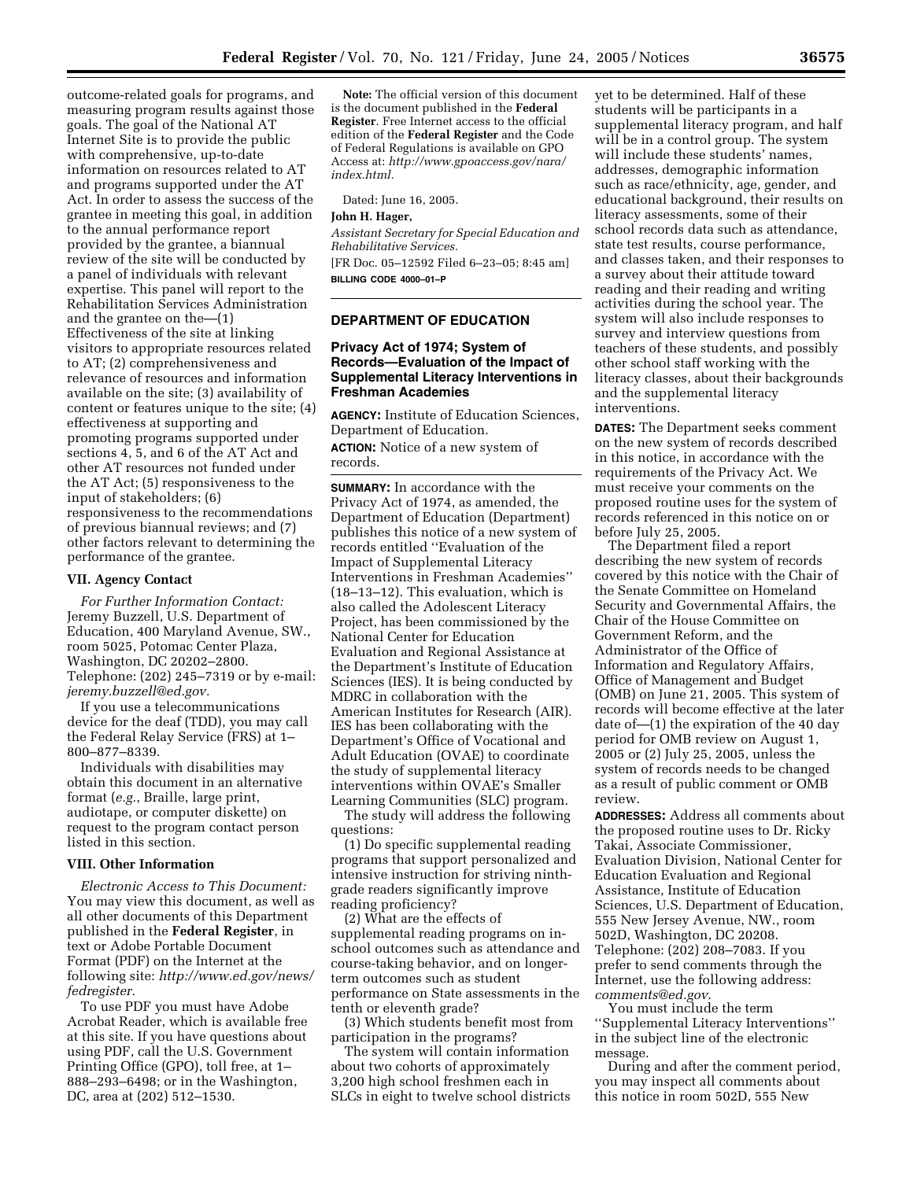outcome-related goals for programs, and measuring program results against those goals. The goal of the National AT Internet Site is to provide the public with comprehensive, up-to-date information on resources related to AT and programs supported under the AT Act. In order to assess the success of the grantee in meeting this goal, in addition to the annual performance report provided by the grantee, a biannual review of the site will be conducted by a panel of individuals with relevant expertise. This panel will report to the Rehabilitation Services Administration and the grantee on the—(1) Effectiveness of the site at linking visitors to appropriate resources related to AT; (2) comprehensiveness and relevance of resources and information available on the site; (3) availability of content or features unique to the site; (4) effectiveness at supporting and promoting programs supported under sections 4, 5, and 6 of the AT Act and other AT resources not funded under the AT Act; (5) responsiveness to the input of stakeholders; (6) responsiveness to the recommendations of previous biannual reviews; and (7) other factors relevant to determining the performance of the grantee.

### VII. Agency Contact

*For Further Information Contact:* Jeremy Buzzell, U.S. Department of Education, 400 Maryland Avenue, SW., room 5025, Potomac Center Plaza, Washington, DC 20202–2800. Telephone: (202) 245–7319 or by e-mail: *jeremy.buzzell@ed.gov.*

If you use a telecommunications device for the deaf (TDD), you may call the Federal Relay Service (FRS) at 1–800–877–8339.

Individuals with disabilities may obtain this document in an alternative format (*e.g.*, Braille, large print, audiotape, or computer diskette) on request to the program contact person listed in this section.

### VIII. Other Information

*Electronic Access to This Document:* You may view this document, as well as all other documents of this Department published in the **Federal Register**, in text or Adobe Portable Document Format (PDF) on the Internet at the following site: *http://www.ed.gov/news/fedregister.*

To use PDF you must have Adobe Acrobat Reader, which is available free at this site. If you have questions about using PDF, call the U.S. Government Printing Office (GPO), toll free, at 1–888–293–6498; or in the Washington, DC, area at (202) 512–1530.

**Note:** The official version of this document is the document published in the **Federal Register**. Free Internet access to the official edition of the **Federal Register** and the Code of Federal Regulations is available on GPO Access at: *http://www.gpoaccess.gov/nara/index.html.*

Dated: June 16, 2005.

**John H. Hager,**

*Assistant Secretary for Special Education and Rehabilitative Services.*

[FR Doc. 05–12592 Filed 6–23–05; 8:45 am]

**BILLING CODE 4000–01–P**

---

## DEPARTMENT OF EDUCATION

### Privacy Act of 1974; System of Records—Evaluation of the Impact of Supplemental Literacy Interventions in Freshman Academies

**AGENCY:** Institute of Education Sciences, Department of Education.

**ACTION:** Notice of a new system of records.

**SUMMARY:** In accordance with the Privacy Act of 1974, as amended, the Department of Education (Department) publishes this notice of a new system of records entitled ''Evaluation of the Impact of Supplemental Literacy Interventions in Freshman Academies'' (18–13–12). This evaluation, which is also called the Adolescent Literacy Project, has been commissioned by the National Center for Education Evaluation and Regional Assistance at the Department's Institute of Education Sciences (IES). It is being conducted by MDRC in collaboration with the American Institutes for Research (AIR). IES has been collaborating with the Department's Office of Vocational and Adult Education (OVAE) to coordinate the study of supplemental literacy interventions within OVAE's Smaller Learning Communities (SLC) program.

The study will address the following questions:

(1) Do specific supplemental reading programs that support personalized and intensive instruction for striving ninth-grade readers significantly improve reading proficiency?

(2) What are the effects of supplemental reading programs on in-school outcomes such as attendance and course-taking behavior, and on longer-term outcomes such as student performance on State assessments in the tenth or eleventh grade?

(3) Which students benefit most from participation in the programs?

The system will contain information about two cohorts of approximately 3,200 high school freshmen each in SLCs in eight to twelve school districts yet to be determined. Half of these students will be participants in a supplemental literacy program, and half will be in a control group. The system will include these students' names, addresses, demographic information such as race/ethnicity, age, gender, and educational background, their results on literacy assessments, some of their school records data such as attendance, state test results, course performance, and classes taken, and their responses to a survey about their attitude toward reading and their reading and writing activities during the school year. The system will also include responses to survey and interview questions from teachers of these students, and possibly other school staff working with the literacy classes, about their backgrounds and the supplemental literacy interventions.

**DATES:** The Department seeks comment on the new system of records described in this notice, in accordance with the requirements of the Privacy Act. We must receive your comments on the proposed routine uses for the system of records referenced in this notice on or before July 25, 2005.

The Department filed a report describing the new system of records covered by this notice with the Chair of the Senate Committee on Homeland Security and Governmental Affairs, the Chair of the House Committee on Government Reform, and the Administrator of the Office of Information and Regulatory Affairs, Office of Management and Budget (OMB) on June 21, 2005. This system of records will become effective at the later date of—(1) the expiration of the 40 day period for OMB review on August 1, 2005 or (2) July 25, 2005, unless the system of records needs to be changed as a result of public comment or OMB review.

**ADDRESSES:** Address all comments about the proposed routine uses to Dr. Ricky Takai, Associate Commissioner, Evaluation Division, National Center for Education Evaluation and Regional Assistance, Institute of Education Sciences, U.S. Department of Education, 555 New Jersey Avenue, NW., room 502D, Washington, DC 20208. Telephone: (202) 208–7083. If you prefer to send comments through the Internet, use the following address: *comments@ed.gov*.

You must include the term ''Supplemental Literacy Interventions'' in the subject line of the electronic message.

During and after the comment period, you may inspect all comments about this notice in room 502D, 555 New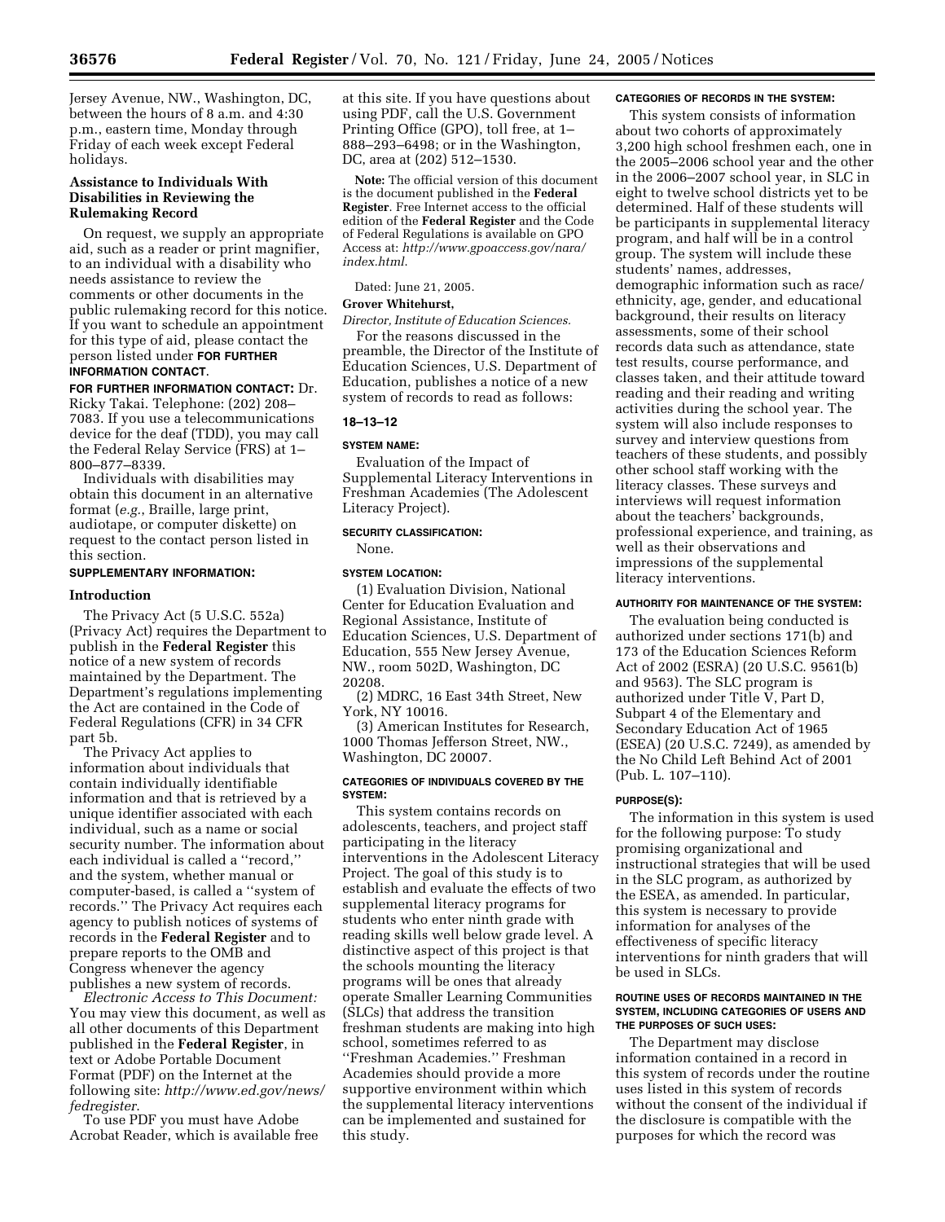Jersey Avenue, NW., Washington, DC, between the hours of 8 a.m. and 4:30 p.m., eastern time, Monday through Friday of each week except Federal holidays.

**Assistance to Individuals With Disabilities in Reviewing the Rulemaking Record**

On request, we supply an appropriate aid, such as a reader or print magnifier, to an individual with a disability who needs assistance to review the comments or other documents in the public rulemaking record for this notice. If you want to schedule an appointment for this type of aid, please contact the person listed under **FOR FURTHER INFORMATION CONTACT**.

**FOR FURTHER INFORMATION CONTACT:** Dr. Ricky Takai. Telephone: (202) 208–7083. If you use a telecommunications device for the deaf (TDD), you may call the Federal Relay Service (FRS) at 1–800–877–8339.

Individuals with disabilities may obtain this document in an alternative format (*e.g.*, Braille, large print, audiotape, or computer diskette) on request to the contact person listed in this section.

**SUPPLEMENTARY INFORMATION:**

**Introduction**

The Privacy Act (5 U.S.C. 552a) (Privacy Act) requires the Department to publish in the **Federal Register** this notice of a new system of records maintained by the Department. The Department's regulations implementing the Act are contained in the Code of Federal Regulations (CFR) in 34 CFR part 5b.

The Privacy Act applies to information about individuals that contain individually identifiable information and that is retrieved by a unique identifier associated with each individual, such as a name or social security number. The information about each individual is called a ''record,'' and the system, whether manual or computer-based, is called a ''system of records.'' The Privacy Act requires each agency to publish notices of systems of records in the **Federal Register** and to prepare reports to the OMB and Congress whenever the agency publishes a new system of records.

*Electronic Access to This Document:* You may view this document, as well as all other documents of this Department published in the **Federal Register**, in text or Adobe Portable Document Format (PDF) on the Internet at the following site: *http://www.ed.gov/news/fedregister*.

To use PDF you must have Adobe Acrobat Reader, which is available free at this site. If you have questions about using PDF, call the U.S. Government Printing Office (GPO), toll free, at 1–888–293–6498; or in the Washington, DC, area at (202) 512–1530.

**Note:** The official version of this document is the document published in the **Federal Register**. Free Internet access to the official edition of the **Federal Register** and the Code of Federal Regulations is available on GPO Access at: *http://www.gpoaccess.gov/nara/index.html*.

Dated: June 21, 2005.

**Grover Whitehurst,**

*Director, Institute of Education Sciences.*

For the reasons discussed in the preamble, the Director of the Institute of Education Sciences, U.S. Department of Education, publishes a notice of a new system of records to read as follows:

**18–13–12**

**SYSTEM NAME:**

Evaluation of the Impact of Supplemental Literacy Interventions in Freshman Academies (The Adolescent Literacy Project).

**SECURITY CLASSIFICATION:**

None.

**SYSTEM LOCATION:**

(1) Evaluation Division, National Center for Education Evaluation and Regional Assistance, Institute of Education Sciences, U.S. Department of Education, 555 New Jersey Avenue, NW., room 502D, Washington, DC 20208.

(2) MDRC, 16 East 34th Street, New York, NY 10016.

(3) American Institutes for Research, 1000 Thomas Jefferson Street, NW., Washington, DC 20007.

**CATEGORIES OF INDIVIDUALS COVERED BY THE SYSTEM:**

This system contains records on adolescents, teachers, and project staff participating in the literacy interventions in the Adolescent Literacy Project. The goal of this study is to establish and evaluate the effects of two supplemental literacy programs for students who enter ninth grade with reading skills well below grade level. A distinctive aspect of this project is that the schools mounting the literacy programs will be ones that already operate Smaller Learning Communities (SLCs) that address the transition freshman students are making into high school, sometimes referred to as ''Freshman Academies.'' Freshman Academies should provide a more supportive environment within which the supplemental literacy interventions can be implemented and sustained for this study.

**CATEGORIES OF RECORDS IN THE SYSTEM:**

This system consists of information about two cohorts of approximately 3,200 high school freshmen each, one in the 2005–2006 school year and the other in the 2006–2007 school year, in SLC in eight to twelve school districts yet to be determined. Half of these students will be participants in supplemental literacy program, and half will be in a control group. The system will include these students' names, addresses, demographic information such as race/ethnicity, age, gender, and educational background, their results on literacy assessments, some of their school records data such as attendance, state test results, course performance, and classes taken, and their attitude toward reading and their reading and writing activities during the school year. The system will also include responses to survey and interview questions from teachers of these students, and possibly other school staff working with the literacy classes. These surveys and interviews will request information about the teachers' backgrounds, professional experience, and training, as well as their observations and impressions of the supplemental literacy interventions.

**AUTHORITY FOR MAINTENANCE OF THE SYSTEM:**

The evaluation being conducted is authorized under sections 171(b) and 173 of the Education Sciences Reform Act of 2002 (ESRA) (20 U.S.C. 9561(b) and 9563). The SLC program is authorized under Title V, Part D, Subpart 4 of the Elementary and Secondary Education Act of 1965 (ESEA) (20 U.S.C. 7249), as amended by the No Child Left Behind Act of 2001 (Pub. L. 107–110).

**PURPOSE(S):**

The information in this system is used for the following purpose: To study promising organizational and instructional strategies that will be used in the SLC program, as authorized by the ESEA, as amended. In particular, this system is necessary to provide information for analyses of the effectiveness of specific literacy interventions for ninth graders that will be used in SLCs.

**ROUTINE USES OF RECORDS MAINTAINED IN THE SYSTEM, INCLUDING CATEGORIES OF USERS AND THE PURPOSES OF SUCH USES:**

The Department may disclose information contained in a record in this system of records under the routine uses listed in this system of records without the consent of the individual if the disclosure is compatible with the purposes for which the record was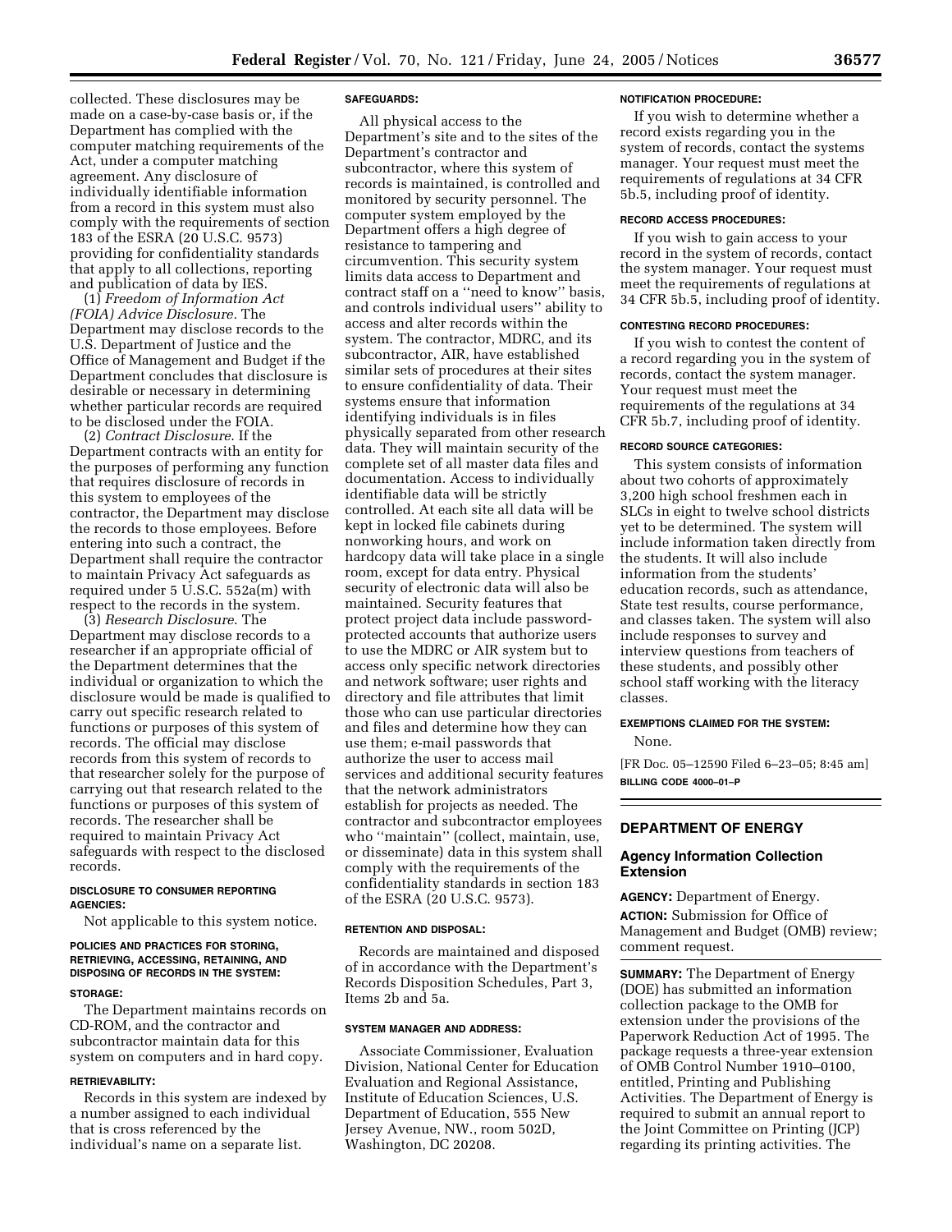collected. These disclosures may be made on a case-by-case basis or, if the Department has complied with the computer matching requirements of the Act, under a computer matching agreement. Any disclosure of individually identifiable information from a record in this system must also comply with the requirements of section 183 of the ESRA (20 U.S.C. 9573) providing for confidentiality standards that apply to all collections, reporting and publication of data by IES.

(1) *Freedom of Information Act (FOIA) Advice Disclosure.* The Department may disclose records to the U.S. Department of Justice and the Office of Management and Budget if the Department concludes that disclosure is desirable or necessary in determining whether particular records are required to be disclosed under the FOIA.

(2) *Contract Disclosure.* If the Department contracts with an entity for the purposes of performing any function that requires disclosure of records in this system to employees of the contractor, the Department may disclose the records to those employees. Before entering into such a contract, the Department shall require the contractor to maintain Privacy Act safeguards as required under 5 U.S.C. 552a(m) with respect to the records in the system.

(3) *Research Disclosure.* The Department may disclose records to a researcher if an appropriate official of the Department determines that the individual or organization to which the disclosure would be made is qualified to carry out specific research related to functions or purposes of this system of records. The official may disclose records from this system of records to that researcher solely for the purpose of carrying out that research related to the functions or purposes of this system of records. The researcher shall be required to maintain Privacy Act safeguards with respect to the disclosed records.

**DISCLOSURE TO CONSUMER REPORTING AGENCIES:**

Not applicable to this system notice.

**POLICIES AND PRACTICES FOR STORING, RETRIEVING, ACCESSING, RETAINING, AND DISPOSING OF RECORDS IN THE SYSTEM:**

**STORAGE:**

The Department maintains records on CD-ROM, and the contractor and subcontractor maintain data for this system on computers and in hard copy.

**RETRIEVABILITY:**

Records in this system are indexed by a number assigned to each individual that is cross referenced by the individual's name on a separate list.

**SAFEGUARDS:**

All physical access to the Department's site and to the sites of the Department's contractor and subcontractor, where this system of records is maintained, is controlled and monitored by security personnel. The computer system employed by the Department offers a high degree of resistance to tampering and circumvention. This security system limits data access to Department and contract staff on a ''need to know'' basis, and controls individual users'' ability to access and alter records within the system. The contractor, MDRC, and its subcontractor, AIR, have established similar sets of procedures at their sites to ensure confidentiality of data. Their systems ensure that information identifying individuals is in files physically separated from other research data. They will maintain security of the complete set of all master data files and documentation. Access to individually identifiable data will be strictly controlled. At each site all data will be kept in locked file cabinets during nonworking hours, and work on hardcopy data will take place in a single room, except for data entry. Physical security of electronic data will also be maintained. Security features that protect project data include password-protected accounts that authorize users to use the MDRC or AIR system but to access only specific network directories and network software; user rights and directory and file attributes that limit those who can use particular directories and files and determine how they can use them; e-mail passwords that authorize the user to access mail services and additional security features that the network administrators establish for projects as needed. The contractor and subcontractor employees who ''maintain'' (collect, maintain, use, or disseminate) data in this system shall comply with the requirements of the confidentiality standards in section 183 of the ESRA (20 U.S.C. 9573).

**RETENTION AND DISPOSAL:**

Records are maintained and disposed of in accordance with the Department's Records Disposition Schedules, Part 3, Items 2b and 5a.

**SYSTEM MANAGER AND ADDRESS:**

Associate Commissioner, Evaluation Division, National Center for Education Evaluation and Regional Assistance, Institute of Education Sciences, U.S. Department of Education, 555 New Jersey Avenue, NW., room 502D, Washington, DC 20208.

**NOTIFICATION PROCEDURE:**

If you wish to determine whether a record exists regarding you in the system of records, contact the systems manager. Your request must meet the requirements of regulations at 34 CFR 5b.5, including proof of identity.

**RECORD ACCESS PROCEDURES:**

If you wish to gain access to your record in the system of records, contact the system manager. Your request must meet the requirements of regulations at 34 CFR 5b.5, including proof of identity.

**CONTESTING RECORD PROCEDURES:**

If you wish to contest the content of a record regarding you in the system of records, contact the system manager. Your request must meet the requirements of the regulations at 34 CFR 5b.7, including proof of identity.

**RECORD SOURCE CATEGORIES:**

This system consists of information about two cohorts of approximately 3,200 high school freshmen each in SLCs in eight to twelve school districts yet to be determined. The system will include information taken directly from the students. It will also include information from the students' education records, such as attendance, State test results, course performance, and classes taken. The system will also include responses to survey and interview questions from teachers of these students, and possibly other school staff working with the literacy classes.

**EXEMPTIONS CLAIMED FOR THE SYSTEM:**

None.

[FR Doc. 05–12590 Filed 6–23–05; 8:45 am]

**BILLING CODE 4000–01–P**

## DEPARTMENT OF ENERGY

### Agency Information Collection Extension

**AGENCY:** Department of Energy.

**ACTION:** Submission for Office of Management and Budget (OMB) review; comment request.

**SUMMARY:** The Department of Energy (DOE) has submitted an information collection package to the OMB for extension under the provisions of the Paperwork Reduction Act of 1995. The package requests a three-year extension of OMB Control Number 1910–0100, entitled, Printing and Publishing Activities. The Department of Energy is required to submit an annual report to the Joint Committee on Printing (JCP) regarding its printing activities. The